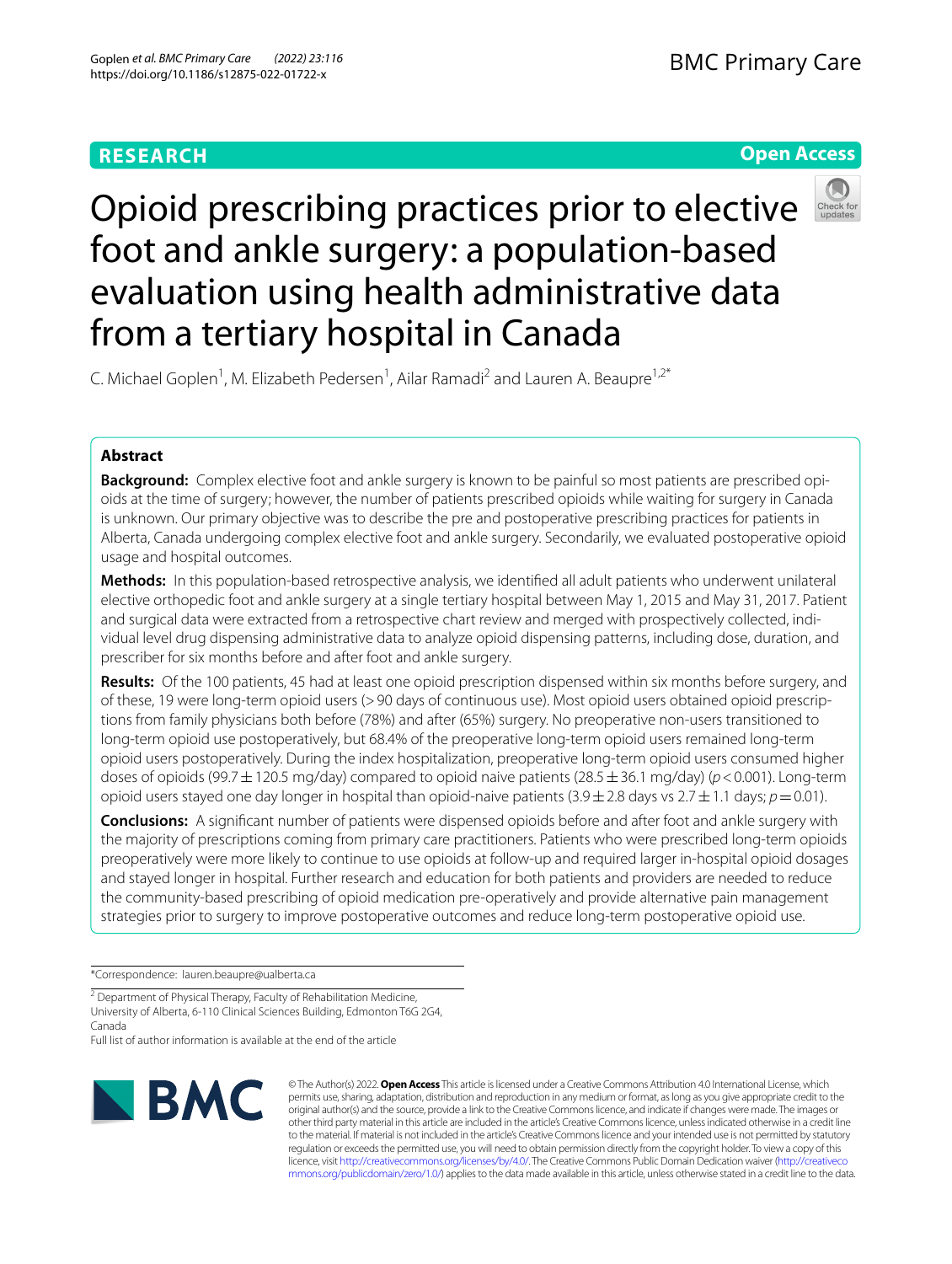RESEARCH

Open Access

# Opioid prescribing practices prior to elective foot and ankle surgery: a population-based evaluation using health administrative data from a tertiary hospital in Canada

C. Michael Goplen[1], M. Elizabeth Pedersen[1], Ailar Ramadi[2] and Lauren A. Beaupre[1,2*]

## Abstract

**Background:** Complex elective foot and ankle surgery is known to be painful so most patients are prescribed opioids at the time of surgery; however, the number of patients prescribed opioids while waiting for surgery in Canada is unknown. Our primary objective was to describe the pre and postoperative prescribing practices for patients in Alberta, Canada undergoing complex elective foot and ankle surgery. Secondarily, we evaluated postoperative opioid usage and hospital outcomes.

**Methods:** In this population-based retrospective analysis, we identified all adult patients who underwent unilateral elective orthopedic foot and ankle surgery at a single tertiary hospital between May 1, 2015 and May 31, 2017. Patient and surgical data were extracted from a retrospective chart review and merged with prospectively collected, individual level drug dispensing administrative data to analyze opioid dispensing patterns, including dose, duration, and prescriber for six months before and after foot and ankle surgery.

**Results:** Of the 100 patients, 45 had at least one opioid prescription dispensed within six months before surgery, and of these, 19 were long-term opioid users (>90 days of continuous use). Most opioid users obtained opioid prescriptions from family physicians both before (78%) and after (65%) surgery. No preoperative non-users transitioned to long-term opioid use postoperatively, but 68.4% of the preoperative long-term opioid users remained long-term opioid users postoperatively. During the index hospitalization, preoperative long-term opioid users consumed higher doses of opioids (99.7 ± 120.5 mg/day) compared to opioid naive patients (28.5 ± 36.1 mg/day) ($p<0.001$). Long-term opioid users stayed one day longer in hospital than opioid-naive patients (3.9 ± 2.8 days vs 2.7 ± 1.1 days; $p=0.01$).

**Conclusions:** A significant number of patients were dispensed opioids before and after foot and ankle surgery with the majority of prescriptions coming from primary care practitioners. Patients who were prescribed long-term opioids preoperatively were more likely to continue to use opioids at follow-up and required larger in-hospital opioid dosages and stayed longer in hospital. Further research and education for both patients and providers are needed to reduce the community-based prescribing of opioid medication pre-operatively and provide alternative pain management strategies prior to surgery to improve postoperative outcomes and reduce long-term postoperative opioid use.

*Correspondence: lauren.beaupre@ualberta.ca

[2] Department of Physical Therapy, Faculty of Rehabilitation Medicine, University of Alberta, 6-110 Clinical Sciences Building, Edmonton T6G 2G4, Canada

Full list of author information is available at the end of the article

© The Author(s) 2022. **Open Access** This article is licensed under a Creative Commons Attribution 4.0 International License, which permits use, sharing, adaptation, distribution and reproduction in any medium or format, as long as you give appropriate credit to the original author(s) and the source, provide a link to the Creative Commons licence, and indicate if changes were made. The images or other third party material in this article are included in the article's Creative Commons licence, unless indicated otherwise in a credit line to the material. If material is not included in the article's Creative Commons licence and your intended use is not permitted by statutory regulation or exceeds the permitted use, you will need to obtain permission directly from the copyright holder. To view a copy of this licence, visit http://creativecommons.org/licenses/by/4.0/. The Creative Commons Public Domain Dedication waiver (http://creativecommons.org/publicdomain/zero/1.0/) applies to the data made available in this article, unless otherwise stated in a credit line to the data.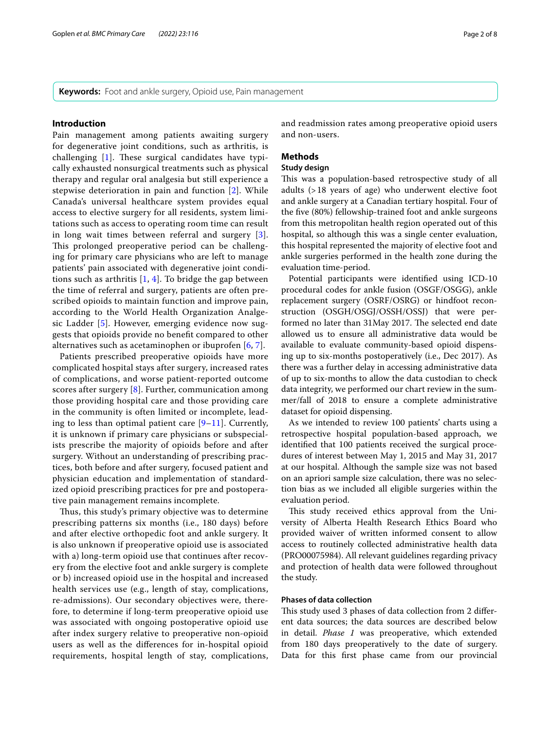**Keywords:** Foot and ankle surgery, Opioid use, Pain management

## Introduction

Pain management among patients awaiting surgery for degenerative joint conditions, such as arthritis, is challenging [1]. These surgical candidates have typically exhausted nonsurgical treatments such as physical therapy and regular oral analgesia but still experience a stepwise deterioration in pain and function [2]. While Canada's universal healthcare system provides equal access to elective surgery for all residents, system limitations such as access to operating room time can result in long wait times between referral and surgery [3]. This prolonged preoperative period can be challenging for primary care physicians who are left to manage patients' pain associated with degenerative joint conditions such as arthritis [1, 4]. To bridge the gap between the time of referral and surgery, patients are often prescribed opioids to maintain function and improve pain, according to the World Health Organization Analgesic Ladder [5]. However, emerging evidence now suggests that opioids provide no benefit compared to other alternatives such as acetaminophen or ibuprofen [6, 7].

Patients prescribed preoperative opioids have more complicated hospital stays after surgery, increased rates of complications, and worse patient-reported outcome scores after surgery [8]. Further, communication among those providing hospital care and those providing care in the community is often limited or incomplete, leading to less than optimal patient care [9–11]. Currently, it is unknown if primary care physicians or subspecialists prescribe the majority of opioids before and after surgery. Without an understanding of prescribing practices, both before and after surgery, focused patient and physician education and implementation of standardized opioid prescribing practices for pre and postoperative pain management remains incomplete.

Thus, this study's primary objective was to determine prescribing patterns six months (i.e., 180 days) before and after elective orthopedic foot and ankle surgery. It is also unknown if preoperative opioid use is associated with a) long-term opioid use that continues after recovery from the elective foot and ankle surgery is complete or b) increased opioid use in the hospital and increased health services use (e.g., length of stay, complications, re-admissions). Our secondary objectives were, therefore, to determine if long-term preoperative opioid use was associated with ongoing postoperative opioid use after index surgery relative to preoperative non-opioid users as well as the differences for in-hospital opioid requirements, hospital length of stay, complications, and readmission rates among preoperative opioid users and non-users.

## Methods

### Study design

This was a population-based retrospective study of all adults (>18 years of age) who underwent elective foot and ankle surgery at a Canadian tertiary hospital. Four of the five (80%) fellowship-trained foot and ankle surgeons from this metropolitan health region operated out of this hospital, so although this was a single center evaluation, this hospital represented the majority of elective foot and ankle surgeries performed in the health zone during the evaluation time-period.

Potential participants were identified using ICD-10 procedural codes for ankle fusion (OSGF/OSGG), ankle replacement surgery (OSRF/OSRG) or hindfoot reconstruction (OSGH/OSGJ/OSSH/OSSJ) that were performed no later than 31May 2017. The selected end date allowed us to ensure all administrative data would be available to evaluate community-based opioid dispensing up to six-months postoperatively (i.e., Dec 2017). As there was a further delay in accessing administrative data of up to six-months to allow the data custodian to check data integrity, we performed our chart review in the summer/fall of 2018 to ensure a complete administrative dataset for opioid dispensing.

As we intended to review 100 patients' charts using a retrospective hospital population-based approach, we identified that 100 patients received the surgical procedures of interest between May 1, 2015 and May 31, 2017 at our hospital. Although the sample size was not based on an apriori sample size calculation, there was no selection bias as we included all eligible surgeries within the evaluation period.

This study received ethics approval from the University of Alberta Health Research Ethics Board who provided waiver of written informed consent to allow access to routinely collected administrative health data (PRO00075984). All relevant guidelines regarding privacy and protection of health data were followed throughout the study.

### Phases of data collection

This study used 3 phases of data collection from 2 different data sources; the data sources are described below in detail. *Phase 1* was preoperative, which extended from 180 days preoperatively to the date of surgery. Data for this first phase came from our provincial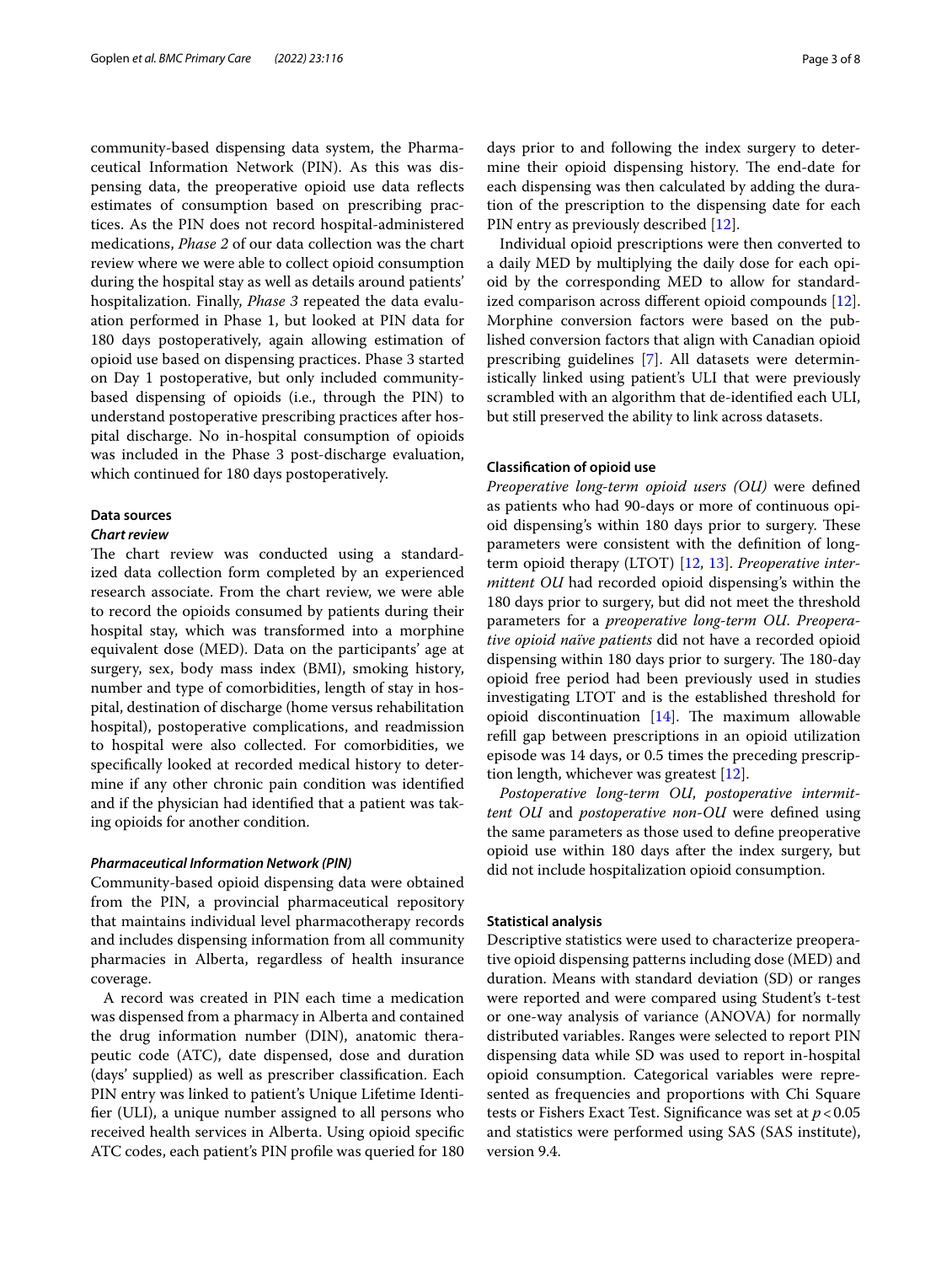community-based dispensing data system, the Pharmaceutical Information Network (PIN). As this was dispensing data, the preoperative opioid use data reflects estimates of consumption based on prescribing practices. As the PIN does not record hospital-administered medications, *Phase 2* of our data collection was the chart review where we were able to collect opioid consumption during the hospital stay as well as details around patients' hospitalization. Finally, *Phase 3* repeated the data evaluation performed in Phase 1, but looked at PIN data for 180 days postoperatively, again allowing estimation of opioid use based on dispensing practices. Phase 3 started on Day 1 postoperative, but only included community-based dispensing of opioids (i.e., through the PIN) to understand postoperative prescribing practices after hospital discharge. No in-hospital consumption of opioids was included in the Phase 3 post-discharge evaluation, which continued for 180 days postoperatively.

### Data sources

#### *Chart review*

The chart review was conducted using a standardized data collection form completed by an experienced research associate. From the chart review, we were able to record the opioids consumed by patients during their hospital stay, which was transformed into a morphine equivalent dose (MED). Data on the participants' age at surgery, sex, body mass index (BMI), smoking history, number and type of comorbidities, length of stay in hospital, destination of discharge (home versus rehabilitation hospital), postoperative complications, and readmission to hospital were also collected. For comorbidities, we specifically looked at recorded medical history to determine if any other chronic pain condition was identified and if the physician had identified that a patient was taking opioids for another condition.

#### *Pharmaceutical Information Network (PIN)*

Community-based opioid dispensing data were obtained from the PIN, a provincial pharmaceutical repository that maintains individual level pharmacotherapy records and includes dispensing information from all community pharmacies in Alberta, regardless of health insurance coverage.

A record was created in PIN each time a medication was dispensed from a pharmacy in Alberta and contained the drug information number (DIN), anatomic therapeutic code (ATC), date dispensed, dose and duration (days' supplied) as well as prescriber classification. Each PIN entry was linked to patient's Unique Lifetime Identifier (ULI), a unique number assigned to all persons who received health services in Alberta. Using opioid specific ATC codes, each patient's PIN profile was queried for 180 days prior to and following the index surgery to determine their opioid dispensing history. The end-date for each dispensing was then calculated by adding the duration of the prescription to the dispensing date for each PIN entry as previously described [12].

Individual opioid prescriptions were then converted to a daily MED by multiplying the daily dose for each opioid by the corresponding MED to allow for standardized comparison across different opioid compounds [12]. Morphine conversion factors were based on the published conversion factors that align with Canadian opioid prescribing guidelines [7]. All datasets were deterministically linked using patient's ULI that were previously scrambled with an algorithm that de-identified each ULI, but still preserved the ability to link across datasets.

### Classification of opioid use

*Preoperative long-term opioid users (OU)* were defined as patients who had 90-days or more of continuous opioid dispensing's within 180 days prior to surgery. These parameters were consistent with the definition of long-term opioid therapy (LTOT) [12, 13]. *Preoperative intermittent OU* had recorded opioid dispensing's within the 180 days prior to surgery, but did not meet the threshold parameters for a *preoperative long-term OU*. *Preoperative opioid naïve patients* did not have a recorded opioid dispensing within 180 days prior to surgery. The 180-day opioid free period had been previously used in studies investigating LTOT and is the established threshold for opioid discontinuation [14]. The maximum allowable refill gap between prescriptions in an opioid utilization episode was 14 days, or 0.5 times the preceding prescription length, whichever was greatest [12].

*Postoperative long-term OU*, *postoperative intermittent OU* and *postoperative non-OU* were defined using the same parameters as those used to define preoperative opioid use within 180 days after the index surgery, but did not include hospitalization opioid consumption.

### Statistical analysis

Descriptive statistics were used to characterize preoperative opioid dispensing patterns including dose (MED) and duration. Means with standard deviation (SD) or ranges were reported and were compared using Student's t-test or one-way analysis of variance (ANOVA) for normally distributed variables. Ranges were selected to report PIN dispensing data while SD was used to report in-hospital opioid consumption. Categorical variables were represented as frequencies and proportions with Chi Square tests or Fishers Exact Test. Significance was set at $p < 0.05$ and statistics were performed using SAS (SAS institute), version 9.4.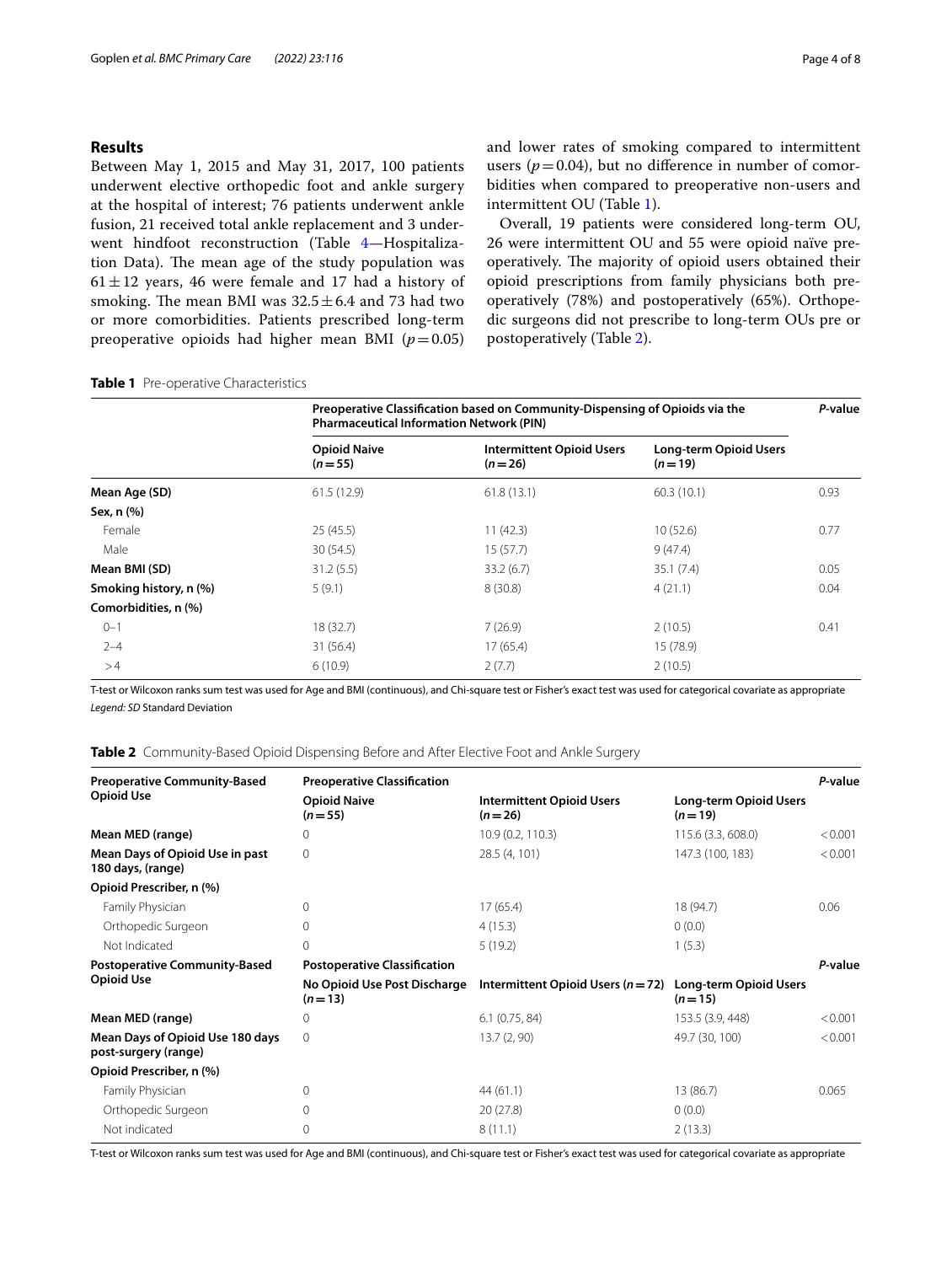## Results

Between May 1, 2015 and May 31, 2017, 100 patients underwent elective orthopedic foot and ankle surgery at the hospital of interest; 76 patients underwent ankle fusion, 21 received total ankle replacement and 3 underwent hindfoot reconstruction (Table 4—Hospitalization Data). The mean age of the study population was $61 \pm 12$ years, 46 were female and 17 had a history of smoking. The mean BMI was $32.5 \pm 6.4$ and 73 had two or more comorbidities. Patients prescribed long-term preoperative opioids had higher mean BMI ($p = 0.05$) and lower rates of smoking compared to intermittent users ($p = 0.04$), but no difference in number of comorbidities when compared to preoperative non-users and intermittent OU (Table 1).

Overall, 19 patients were considered long-term OU, 26 were intermittent OU and 55 were opioid naïve preoperatively. The majority of opioid users obtained their opioid prescriptions from family physicians both preoperatively (78%) and postoperatively (65%). Orthopedic surgeons did not prescribe to long-term OUs pre or postoperatively (Table 2).

**Table 1** Pre-operative Characteristics

| | Preoperative Classification based on Community-Dispensing of Opioids via the Pharmaceutical Information Network (PIN) | | | P-value |
|---|---|---|---|---|
| | Opioid Naive (n = 55) | Intermittent Opioid Users (n = 26) | Long-term Opioid Users (n = 19) | |
| **Mean Age (SD)** | 61.5 (12.9) | 61.8 (13.1) | 60.3 (10.1) | 0.93 |
| **Sex, n (%)** | | | | |
| Female | 25 (45.5) | 11 (42.3) | 10 (52.6) | 0.77 |
| Male | 30 (54.5) | 15 (57.7) | 9 (47.4) | |
| **Mean BMI (SD)** | 31.2 (5.5) | 33.2 (6.7) | 35.1 (7.4) | 0.05 |
| **Smoking history, n (%)** | 5 (9.1) | 8 (30.8) | 4 (21.1) | 0.04 |
| **Comorbidities, n (%)** | | | | |
| 0–1 | 18 (32.7) | 7 (26.9) | 2 (10.5) | 0.41 |
| 2–4 | 31 (56.4) | 17 (65.4) | 15 (78.9) | |
| >4 | 6 (10.9) | 2 (7.7) | 2 (10.5) | |

T-test or Wilcoxon ranks sum test was used for Age and BMI (continuous), and Chi-square test or Fisher's exact test was used for categorical covariate as appropriate

*Legend: SD* Standard Deviation

**Table 2** Community-Based Opioid Dispensing Before and After Elective Foot and Ankle Surgery

| Preoperative Community-Based Opioid Use | Preoperative Classification | | | P-value |
|---|---|---|---|---|
| | Opioid Naive (n = 55) | Intermittent Opioid Users (n = 26) | Long-term Opioid Users (n = 19) | |
| **Mean MED (range)** | 0 | 10.9 (0.2, 110.3) | 115.6 (3.3, 608.0) | <0.001 |
| **Mean Days of Opioid Use in past 180 days, (range)** | 0 | 28.5 (4, 101) | 147.3 (100, 183) | <0.001 |
| **Opioid Prescriber, n (%)** | | | | |
| Family Physician | 0 | 17 (65.4) | 18 (94.7) | 0.06 |
| Orthopedic Surgeon | 0 | 4 (15.3) | 0 (0.0) | |
| Not Indicated | 0 | 5 (19.2) | 1 (5.3) | |
| **Postoperative Community-Based Opioid Use** | **Postoperative Classification** | | | **P-value** |
| | No Opioid Use Post Discharge (n = 13) | Intermittent Opioid Users (n = 72) | Long-term Opioid Users (n = 15) | |
| **Mean MED (range)** | 0 | 6.1 (0.75, 84) | 153.5 (3.9, 448) | <0.001 |
| **Mean Days of Opioid Use 180 days post-surgery (range)** | 0 | 13.7 (2, 90) | 49.7 (30, 100) | <0.001 |
| **Opioid Prescriber, n (%)** | | | | |
| Family Physician | 0 | 44 (61.1) | 13 (86.7) | 0.065 |
| Orthopedic Surgeon | 0 | 20 (27.8) | 0 (0.0) | |
| Not indicated | 0 | 8 (11.1) | 2 (13.3) | |

T-test or Wilcoxon ranks sum test was used for Age and BMI (continuous), and Chi-square test or Fisher's exact test was used for categorical covariate as appropriate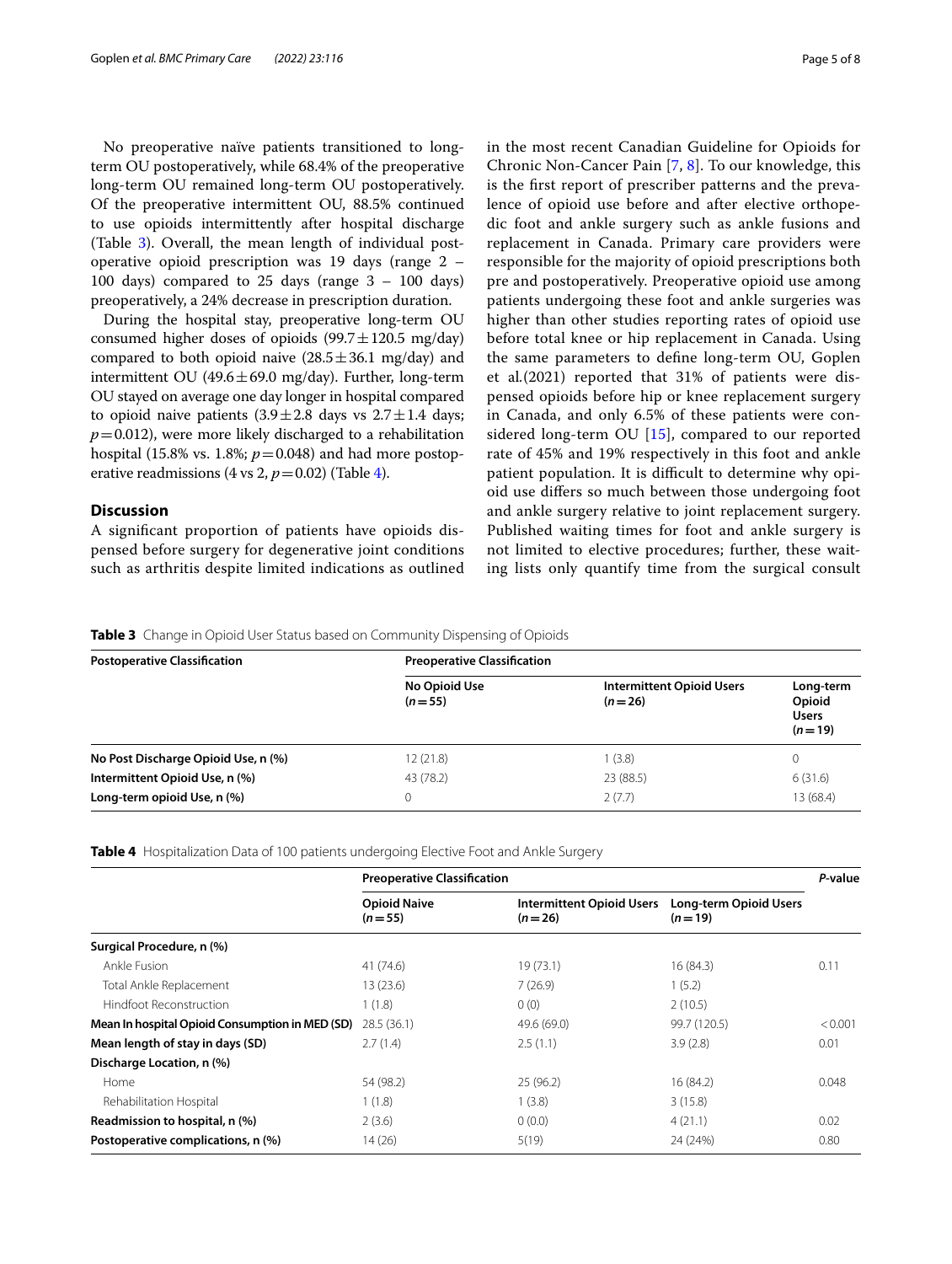No preoperative naïve patients transitioned to long-term OU postoperatively, while 68.4% of the preoperative long-term OU remained long-term OU postoperatively. Of the preoperative intermittent OU, 88.5% continued to use opioids intermittently after hospital discharge (Table 3). Overall, the mean length of individual postoperative opioid prescription was 19 days (range 2 – 100 days) compared to 25 days (range 3 – 100 days) preoperatively, a 24% decrease in prescription duration.

During the hospital stay, preoperative long-term OU consumed higher doses of opioids (99.7 ± 120.5 mg/day) compared to both opioid naive (28.5 ± 36.1 mg/day) and intermittent OU (49.6 ± 69.0 mg/day). Further, long-term OU stayed on average one day longer in hospital compared to opioid naive patients (3.9 ± 2.8 days vs 2.7 ± 1.4 days; $p = 0.012$), were more likely discharged to a rehabilitation hospital (15.8% vs. 1.8%; $p = 0.048$) and had more postoperative readmissions (4 vs 2, $p = 0.02$) (Table 4).

## Discussion

A significant proportion of patients have opioids dispensed before surgery for degenerative joint conditions such as arthritis despite limited indications as outlined in the most recent Canadian Guideline for Opioids for Chronic Non-Cancer Pain [7, 8]. To our knowledge, this is the first report of prescriber patterns and the prevalence of opioid use before and after elective orthopedic foot and ankle surgery such as ankle fusions and replacement in Canada. Primary care providers were responsible for the majority of opioid prescriptions both pre and postoperatively. Preoperative opioid use among patients undergoing these foot and ankle surgeries was higher than other studies reporting rates of opioid use before total knee or hip replacement in Canada. Using the same parameters to define long-term OU, Goplen et al.(2021) reported that 31% of patients were dispensed opioids before hip or knee replacement surgery in Canada, and only 6.5% of these patients were considered long-term OU [15], compared to our reported rate of 45% and 19% respectively in this foot and ankle patient population. It is difficult to determine why opioid use differs so much between those undergoing foot and ankle surgery relative to joint replacement surgery. Published waiting times for foot and ankle surgery is not limited to elective procedures; further, these waiting lists only quantify time from the surgical consult

**Table 3** Change in Opioid User Status based on Community Dispensing of Opioids

| Postoperative Classification | Preoperative Classification | | |
|---|---|---|---|
| | No Opioid Use ($n = 55$) | Intermittent Opioid Users ($n = 26$) | Long-term Opioid Users ($n = 19$) |
| **No Post Discharge Opioid Use, n (%)** | 12 (21.8) | 1 (3.8) | 0 |
| **Intermittent Opioid Use, n (%)** | 43 (78.2) | 23 (88.5) | 6 (31.6) |
| **Long-term opioid Use, n (%)** | 0 | 2 (7.7) | 13 (68.4) |

**Table 4** Hospitalization Data of 100 patients undergoing Elective Foot and Ankle Surgery

| | Preoperative Classification | | | *P*-value |
|---|---|---|---|---|
| | Opioid Naive ($n = 55$) | Intermittent Opioid Users ($n = 26$) | Long-term Opioid Users ($n = 19$) | |
| **Surgical Procedure, n (%)** | | | | |
| Ankle Fusion | 41 (74.6) | 19 (73.1) | 16 (84.3) | 0.11 |
| Total Ankle Replacement | 13 (23.6) | 7 (26.9) | 1 (5.2) | |
| Hindfoot Reconstruction | 1 (1.8) | 0 (0) | 2 (10.5) | |
| **Mean In hospital Opioid Consumption in MED (SD)** | 28.5 (36.1) | 49.6 (69.0) | 99.7 (120.5) | < 0.001 |
| **Mean length of stay in days (SD)** | 2.7 (1.4) | 2.5 (1.1) | 3.9 (2.8) | 0.01 |
| **Discharge Location, n (%)** | | | | |
| Home | 54 (98.2) | 25 (96.2) | 16 (84.2) | 0.048 |
| Rehabilitation Hospital | 1 (1.8) | 1 (3.8) | 3 (15.8) | |
| **Readmission to hospital, n (%)** | 2 (3.6) | 0 (0.0) | 4 (21.1) | 0.02 |
| **Postoperative complications, n (%)** | 14 (26) | 5(19) | 24 (24%) | 0.80 |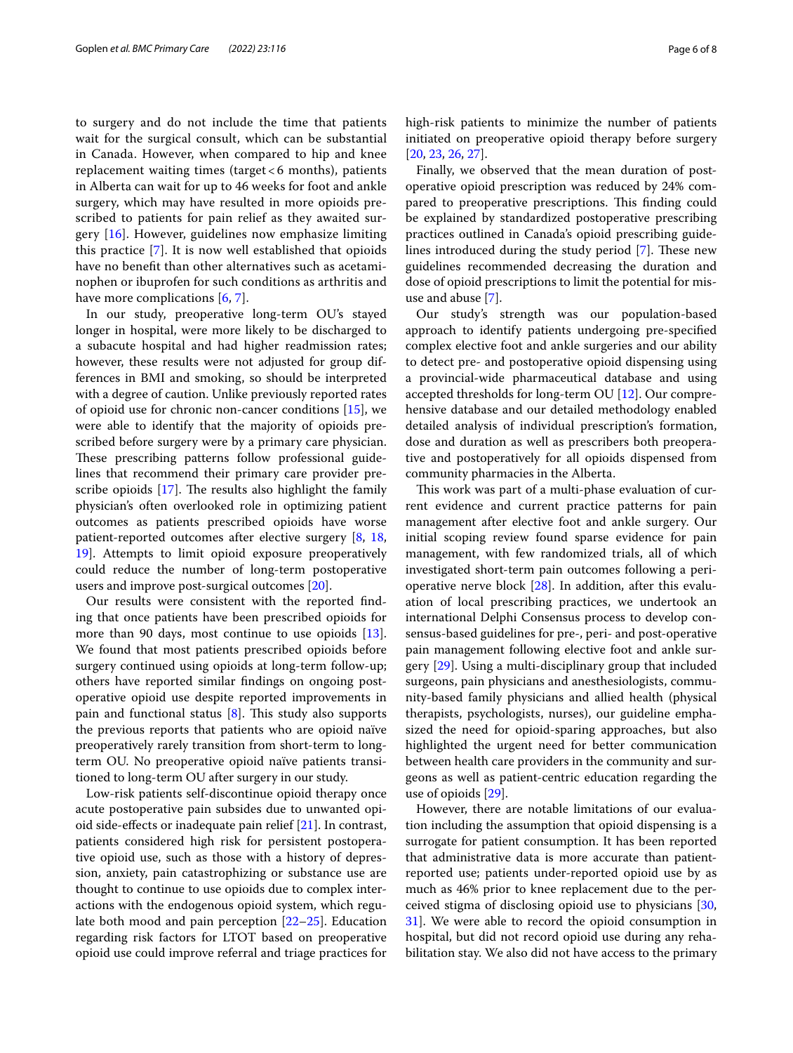to surgery and do not include the time that patients wait for the surgical consult, which can be substantial in Canada. However, when compared to hip and knee replacement waiting times (target < 6 months), patients in Alberta can wait for up to 46 weeks for foot and ankle surgery, which may have resulted in more opioids prescribed to patients for pain relief as they awaited surgery [16]. However, guidelines now emphasize limiting this practice [7]. It is now well established that opioids have no benefit than other alternatives such as acetaminophen or ibuprofen for such conditions as arthritis and have more complications [6, 7].

In our study, preoperative long-term OU's stayed longer in hospital, were more likely to be discharged to a subacute hospital and had higher readmission rates; however, these results were not adjusted for group differences in BMI and smoking, so should be interpreted with a degree of caution. Unlike previously reported rates of opioid use for chronic non-cancer conditions [15], we were able to identify that the majority of opioids prescribed before surgery were by a primary care physician. These prescribing patterns follow professional guidelines that recommend their primary care provider prescribe opioids [17]. The results also highlight the family physician's often overlooked role in optimizing patient outcomes as patients prescribed opioids have worse patient-reported outcomes after elective surgery [8, 18, 19]. Attempts to limit opioid exposure preoperatively could reduce the number of long-term postoperative users and improve post-surgical outcomes [20].

Our results were consistent with the reported finding that once patients have been prescribed opioids for more than 90 days, most continue to use opioids [13]. We found that most patients prescribed opioids before surgery continued using opioids at long-term follow-up; others have reported similar findings on ongoing postoperative opioid use despite reported improvements in pain and functional status [8]. This study also supports the previous reports that patients who are opioid naïve preoperatively rarely transition from short-term to long-term OU. No preoperative opioid naïve patients transitioned to long-term OU after surgery in our study.

Low-risk patients self-discontinue opioid therapy once acute postoperative pain subsides due to unwanted opioid side-effects or inadequate pain relief [21]. In contrast, patients considered high risk for persistent postoperative opioid use, such as those with a history of depression, anxiety, pain catastrophizing or substance use are thought to continue to use opioids due to complex interactions with the endogenous opioid system, which regulate both mood and pain perception [22–25]. Education regarding risk factors for LTOT based on preoperative opioid use could improve referral and triage practices for high-risk patients to minimize the number of patients initiated on preoperative opioid therapy before surgery [20, 23, 26, 27].

Finally, we observed that the mean duration of postoperative opioid prescription was reduced by 24% compared to preoperative prescriptions. This finding could be explained by standardized postoperative prescribing practices outlined in Canada's opioid prescribing guidelines introduced during the study period [7]. These new guidelines recommended decreasing the duration and dose of opioid prescriptions to limit the potential for misuse and abuse [7].

Our study's strength was our population-based approach to identify patients undergoing pre-specified complex elective foot and ankle surgeries and our ability to detect pre- and postoperative opioid dispensing using a provincial-wide pharmaceutical database and using accepted thresholds for long-term OU [12]. Our comprehensive database and our detailed methodology enabled detailed analysis of individual prescription's formation, dose and duration as well as prescribers both preoperative and postoperatively for all opioids dispensed from community pharmacies in the Alberta.

This work was part of a multi-phase evaluation of current evidence and current practice patterns for pain management after elective foot and ankle surgery. Our initial scoping review found sparse evidence for pain management, with few randomized trials, all of which investigated short-term pain outcomes following a perioperative nerve block [28]. In addition, after this evaluation of local prescribing practices, we undertook an international Delphi Consensus process to develop consensus-based guidelines for pre-, peri- and post-operative pain management following elective foot and ankle surgery [29]. Using a multi-disciplinary group that included surgeons, pain physicians and anesthesiologists, community-based family physicians and allied health (physical therapists, psychologists, nurses), our guideline emphasized the need for opioid-sparing approaches, but also highlighted the urgent need for better communication between health care providers in the community and surgeons as well as patient-centric education regarding the use of opioids [29].

However, there are notable limitations of our evaluation including the assumption that opioid dispensing is a surrogate for patient consumption. It has been reported that administrative data is more accurate than patient-reported use; patients under-reported opioid use by as much as 46% prior to knee replacement due to the perceived stigma of disclosing opioid use to physicians [30, 31]. We were able to record the opioid consumption in hospital, but did not record opioid use during any rehabilitation stay. We also did not have access to the primary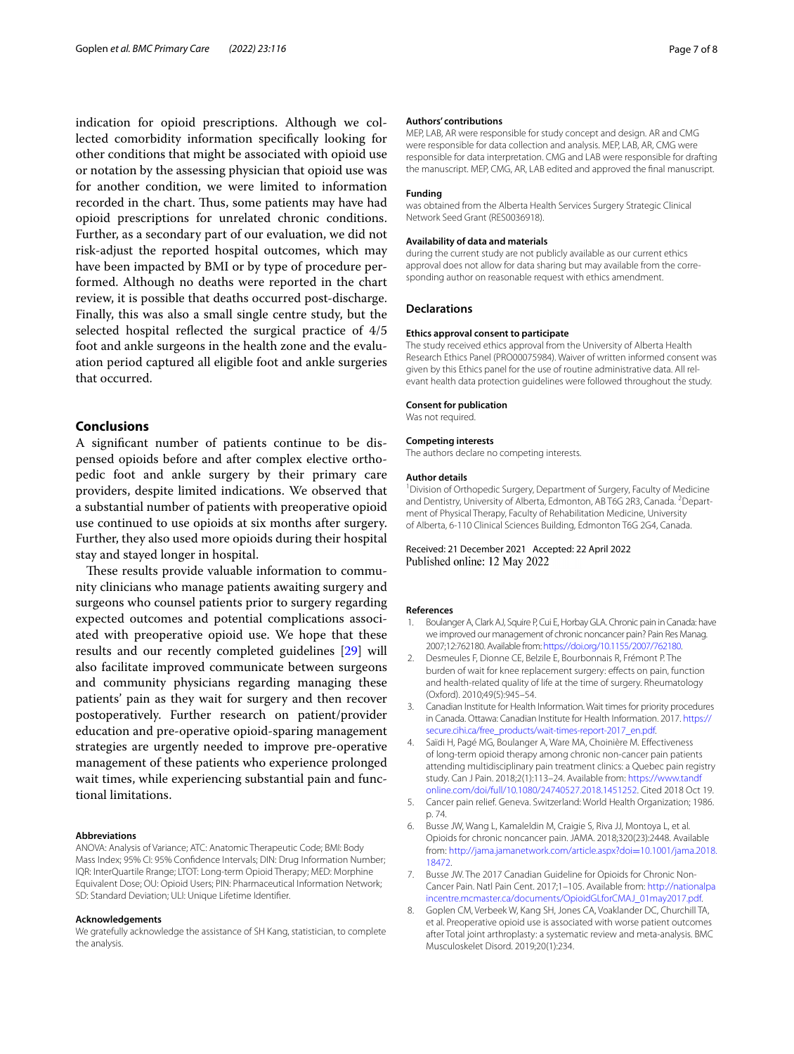indication for opioid prescriptions. Although we collected comorbidity information specifically looking for other conditions that might be associated with opioid use or notation by the assessing physician that opioid use was for another condition, we were limited to information recorded in the chart. Thus, some patients may have had opioid prescriptions for unrelated chronic conditions. Further, as a secondary part of our evaluation, we did not risk-adjust the reported hospital outcomes, which may have been impacted by BMI or by type of procedure performed. Although no deaths were reported in the chart review, it is possible that deaths occurred post-discharge. Finally, this was also a small single centre study, but the selected hospital reflected the surgical practice of 4/5 foot and ankle surgeons in the health zone and the evaluation period captured all eligible foot and ankle surgeries that occurred.

## Conclusions

A significant number of patients continue to be dispensed opioids before and after complex elective orthopedic foot and ankle surgery by their primary care providers, despite limited indications. We observed that a substantial number of patients with preoperative opioid use continued to use opioids at six months after surgery. Further, they also used more opioids during their hospital stay and stayed longer in hospital.

These results provide valuable information to community clinicians who manage patients awaiting surgery and surgeons who counsel patients prior to surgery regarding expected outcomes and potential complications associated with preoperative opioid use. We hope that these results and our recently completed guidelines [29] will also facilitate improved communicate between surgeons and community physicians regarding managing these patients' pain as they wait for surgery and then recover postoperatively. Further research on patient/provider education and pre-operative opioid-sparing management strategies are urgently needed to improve pre-operative management of these patients who experience prolonged wait times, while experiencing substantial pain and functional limitations.

#### Abbreviations

ANOVA: Analysis of Variance; ATC: Anatomic Therapeutic Code; BMI: Body Mass Index; 95% CI: 95% Confidence Intervals; DIN: Drug Information Number; IQR: InterQuartile Rrange; LTOT: Long-term Opioid Therapy; MED: Morphine Equivalent Dose; OU: Opioid Users; PIN: Pharmaceutical Information Network; SD: Standard Deviation; ULI: Unique Lifetime Identifier.

#### Acknowledgements

We gratefully acknowledge the assistance of SH Kang, statistician, to complete the analysis.

#### Authors' contributions

MEP, LAB, AR were responsible for study concept and design. AR and CMG were responsible for data collection and analysis. MEP, LAB, AR, CMG were responsible for data interpretation. CMG and LAB were responsible for drafting the manuscript. MEP, CMG, AR, LAB edited and approved the final manuscript.

#### Funding

was obtained from the Alberta Health Services Surgery Strategic Clinical Network Seed Grant (RES0036918).

#### Availability of data and materials

during the current study are not publicly available as our current ethics approval does not allow for data sharing but may available from the corresponding author on reasonable request with ethics amendment.

## Declarations

#### Ethics approval consent to participate

The study received ethics approval from the University of Alberta Health Research Ethics Panel (PRO00075984). Waiver of written informed consent was given by this Ethics panel for the use of routine administrative data. All relevant health data protection guidelines were followed throughout the study.

#### Consent for publication

Was not required.

#### Competing interests

The authors declare no competing interests.

#### Author details

[1]Division of Orthopedic Surgery, Department of Surgery, Faculty of Medicine and Dentistry, University of Alberta, Edmonton, AB T6G 2R3, Canada. [2]Department of Physical Therapy, Faculty of Rehabilitation Medicine, University of Alberta, 6-110 Clinical Sciences Building, Edmonton T6G 2G4, Canada.

Received: 21 December 2021 Accepted: 22 April 2022
Published online: 12 May 2022

#### References

1. Boulanger A, Clark AJ, Squire P, Cui E, Horbay GLA. Chronic pain in Canada: have we improved our management of chronic noncancer pain? Pain Res Manag. 2007;12:762180. Available from: https://doi.org/10.1155/2007/762180.
2. Desmeules F, Dionne CE, Belzile E, Bourbonnais R, Frémont P. The burden of wait for knee replacement surgery: effects on pain, function and health-related quality of life at the time of surgery. Rheumatology (Oxford). 2010;49(5):945–54.
3. Canadian Institute for Health Information. Wait times for priority procedures in Canada. Ottawa: Canadian Institute for Health Information. 2017. https://secure.cihi.ca/free_products/wait-times-report-2017_en.pdf.
4. Saïdi H, Pagé MG, Boulanger A, Ware MA, Choinière M. Effectiveness of long-term opioid therapy among chronic non-cancer pain patients attending multidisciplinary pain treatment clinics: a Quebec pain registry study. Can J Pain. 2018;2(1):113–24. Available from: https://www.tandfonline.com/doi/full/10.1080/24740527.2018.1451252. Cited 2018 Oct 19.
5. Cancer pain relief. Geneva. Switzerland: World Health Organization; 1986. p. 74.
6. Busse JW, Wang L, Kamaleldin M, Craigie S, Riva JJ, Montoya L, et al. Opioids for chronic noncancer pain. JAMA. 2018;320(23):2448. Available from: http://jama.jamanetwork.com/article.aspx?doi=10.1001/jama.2018.18472.
7. Busse JW. The 2017 Canadian Guideline for Opioids for Chronic Non-Cancer Pain. Natl Pain Cent. 2017;1–105. Available from: http://nationalpaincentre.mcmaster.ca/documents/OpioidGLforCMAJ_01may2017.pdf.
8. Goplen CM, Verbeek W, Kang SH, Jones CA, Voaklander DC, Churchill TA, et al. Preoperative opioid use is associated with worse patient outcomes after Total joint arthroplasty: a systematic review and meta-analysis. BMC Musculoskelet Disord. 2019;20(1):234.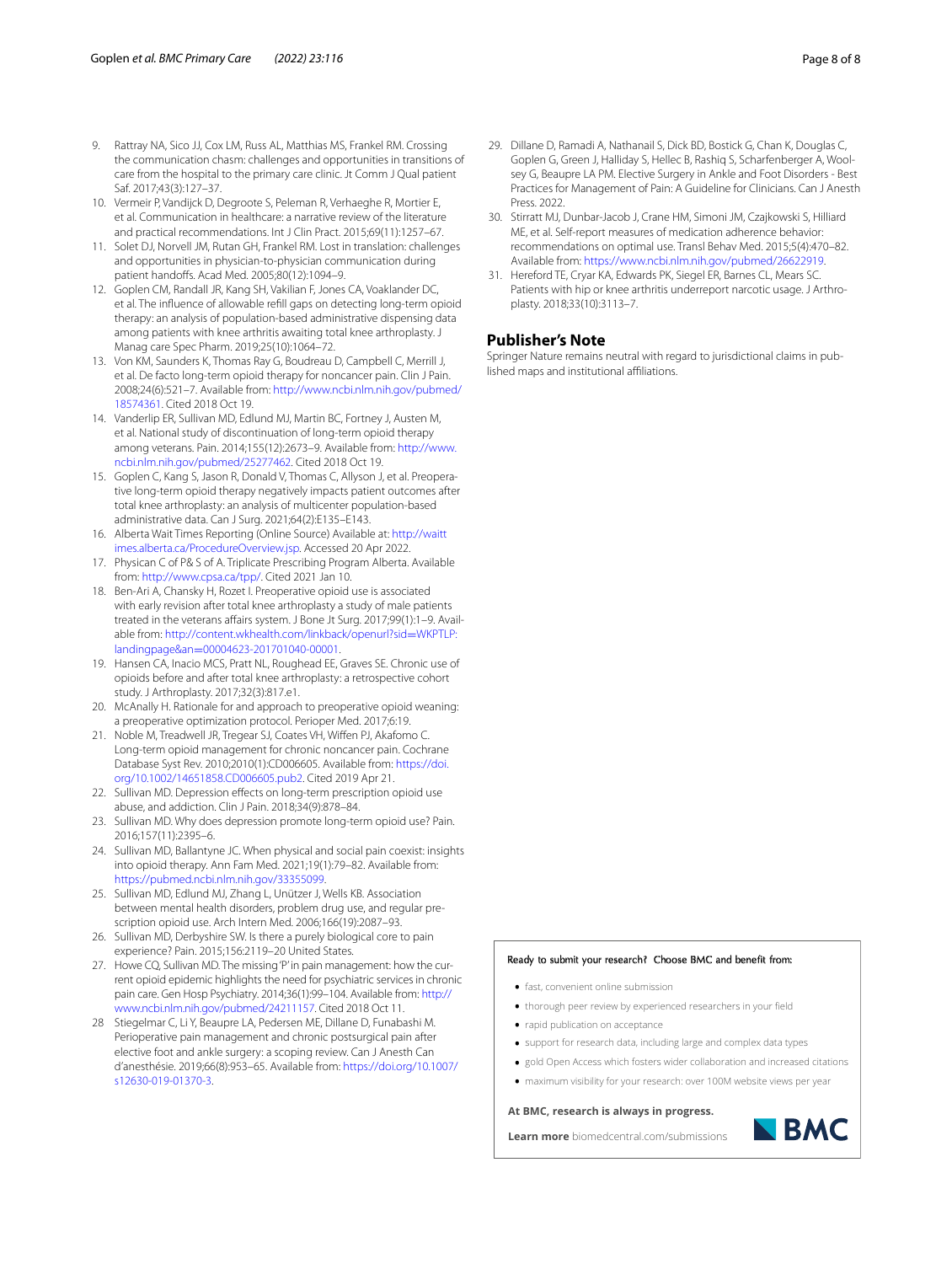9. Rattray NA, Sico JJ, Cox LM, Russ AL, Matthias MS, Frankel RM. Crossing the communication chasm: challenges and opportunities in transitions of care from the hospital to the primary care clinic. Jt Comm J Qual patient Saf. 2017;43(3):127–37.
10. Vermeir P, Vandijck D, Degroote S, Peleman R, Verhaeghe R, Mortier E, et al. Communication in healthcare: a narrative review of the literature and practical recommendations. Int J Clin Pract. 2015;69(11):1257–67.
11. Solet DJ, Norvell JM, Rutan GH, Frankel RM. Lost in translation: challenges and opportunities in physician-to-physician communication during patient handoffs. Acad Med. 2005;80(12):1094–9.
12. Goplen CM, Randall JR, Kang SH, Vakilian F, Jones CA, Voaklander DC, et al. The influence of allowable refill gaps on detecting long-term opioid therapy: an analysis of population-based administrative dispensing data among patients with knee arthritis awaiting total knee arthroplasty. J Manag care Spec Pharm. 2019;25(10):1064–72.
13. Von KM, Saunders K, Thomas Ray G, Boudreau D, Campbell C, Merrill J, et al. De facto long-term opioid therapy for noncancer pain. Clin J Pain. 2008;24(6):521–7. Available from: http://www.ncbi.nlm.nih.gov/pubmed/18574361. Cited 2018 Oct 19.
14. Vanderlip ER, Sullivan MD, Edlund MJ, Martin BC, Fortney J, Austen M, et al. National study of discontinuation of long-term opioid therapy among veterans. Pain. 2014;155(12):2673–9. Available from: http://www.ncbi.nlm.nih.gov/pubmed/25277462. Cited 2018 Oct 19.
15. Goplen C, Kang S, Jason R, Donald V, Thomas C, Allyson J, et al. Preoperative long-term opioid therapy negatively impacts patient outcomes after total knee arthroplasty: an analysis of multicenter population-based administrative data. Can J Surg. 2021;64(2):E135–E143.
16. Alberta Wait Times Reporting (Online Source) Available at: http://waittimes.alberta.ca/ProcedureOverview.jsp. Accessed 20 Apr 2022.
17. Physican C of P& S of A. Triplicate Prescribing Program Alberta. Available from: http://www.cpsa.ca/tpp/. Cited 2021 Jan 10.
18. Ben-Ari A, Chansky H, Rozet I. Preoperative opioid use is associated with early revision after total knee arthroplasty a study of male patients treated in the veterans affairs system. J Bone Jt Surg. 2017;99(1):1–9. Available from: http://content.wkhealth.com/linkback/openurl?sid=WKPTLP:landingpage&an=00004623-201701040-00001.
19. Hansen CA, Inacio MCS, Pratt NL, Roughead EE, Graves SE. Chronic use of opioids before and after total knee arthroplasty: a retrospective cohort study. J Arthroplasty. 2017;32(3):817.e1.
20. McAnally H. Rationale for and approach to preoperative opioid weaning: a preoperative optimization protocol. Perioper Med. 2017;6:19.
21. Noble M, Treadwell JR, Tregear SJ, Coates VH, Wiffen PJ, Akafomo C. Long-term opioid management for chronic noncancer pain. Cochrane Database Syst Rev. 2010;2010(1):CD006605. Available from: https://doi.org/10.1002/14651858.CD006605.pub2. Cited 2019 Apr 21.
22. Sullivan MD. Depression effects on long-term prescription opioid use abuse, and addiction. Clin J Pain. 2018;34(9):878–84.
23. Sullivan MD. Why does depression promote long-term opioid use? Pain. 2016;157(11):2395–6.
24. Sullivan MD, Ballantyne JC. When physical and social pain coexist: insights into opioid therapy. Ann Fam Med. 2021;19(1):79–82. Available from: https://pubmed.ncbi.nlm.nih.gov/33355099.
25. Sullivan MD, Edlund MJ, Zhang L, Unützer J, Wells KB. Association between mental health disorders, problem drug use, and regular prescription opioid use. Arch Intern Med. 2006;166(19):2087–93.
26. Sullivan MD, Derbyshire SW. Is there a purely biological core to pain experience? Pain. 2015;156:2119–20 United States.
27. Howe CQ, Sullivan MD. The missing 'P' in pain management: how the current opioid epidemic highlights the need for psychiatric services in chronic pain care. Gen Hosp Psychiatry. 2014;36(1):99–104. Available from: http://www.ncbi.nlm.nih.gov/pubmed/24211157. Cited 2018 Oct 11.
28. Stiegelmar C, Li Y, Beaupre LA, Pedersen ME, Dillane D, Funabashi M. Perioperative pain management and chronic postsurgical pain after elective foot and ankle surgery: a scoping review. Can J Anesth Can d'anesthésie. 2019;66(8):953–65. Available from: https://doi.org/10.1007/s12630-019-01370-3.
29. Dillane D, Ramadi A, Nathanail S, Dick BD, Bostick G, Chan K, Douglas C, Goplen G, Green J, Halliday S, Hellec B, Rashiq S, Scharfenberger A, Woolsey G, Beaupre LA PM. Elective Surgery in Ankle and Foot Disorders - Best Practices for Management of Pain: A Guideline for Clinicians. Can J Anesth Press. 2022.
30. Stirratt MJ, Dunbar-Jacob J, Crane HM, Simoni JM, Czajkowski S, Hilliard ME, et al. Self-report measures of medication adherence behavior: recommendations on optimal use. Transl Behav Med. 2015;5(4):470–82. Available from: https://www.ncbi.nlm.nih.gov/pubmed/26622919.
31. Hereford TE, Cryar KA, Edwards PK, Siegel ER, Barnes CL, Mears SC. Patients with hip or knee arthritis underreport narcotic usage. J Arthroplasty. 2018;33(10):3113–7.

## Publisher's Note

Springer Nature remains neutral with regard to jurisdictional claims in published maps and institutional affiliations.

Ready to submit your research? Choose BMC and benefit from:

- fast, convenient online submission
- thorough peer review by experienced researchers in your field
- rapid publication on acceptance
- support for research data, including large and complex data types
- gold Open Access which fosters wider collaboration and increased citations
- maximum visibility for your research: over 100M website views per year

**At BMC, research is always in progress.**

**Learn more** biomedcentral.com/submissions